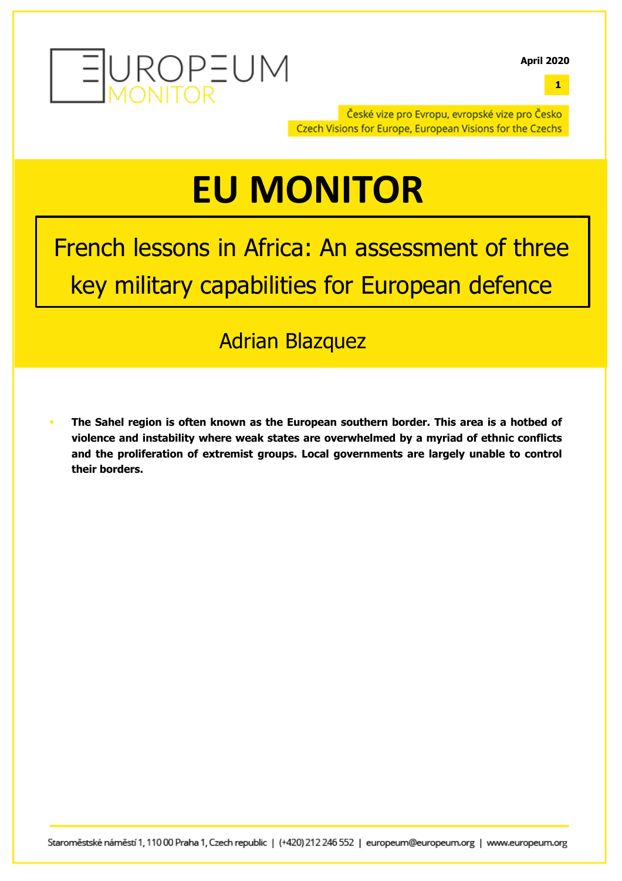April 2020

České vize pro Evropu, evropské vize pro Česko
Czech Visions for Europe, European Visions for the Czechs

# EU MONITOR

## French lessons in Africa: An assessment of three key military capabilities for European defence

Adrian Blazquez

- **The Sahel region is often known as the European southern border. This area is a hotbed of violence and instability where weak states are overwhelmed by a myriad of ethnic conflicts and the proliferation of extremist groups. Local governments are largely unable to control their borders.**

Staroměstské náměstí 1, 110 00 Praha 1, Czech republic | (+420) 212 246 552 | europeum@europeum.org | www.europeum.org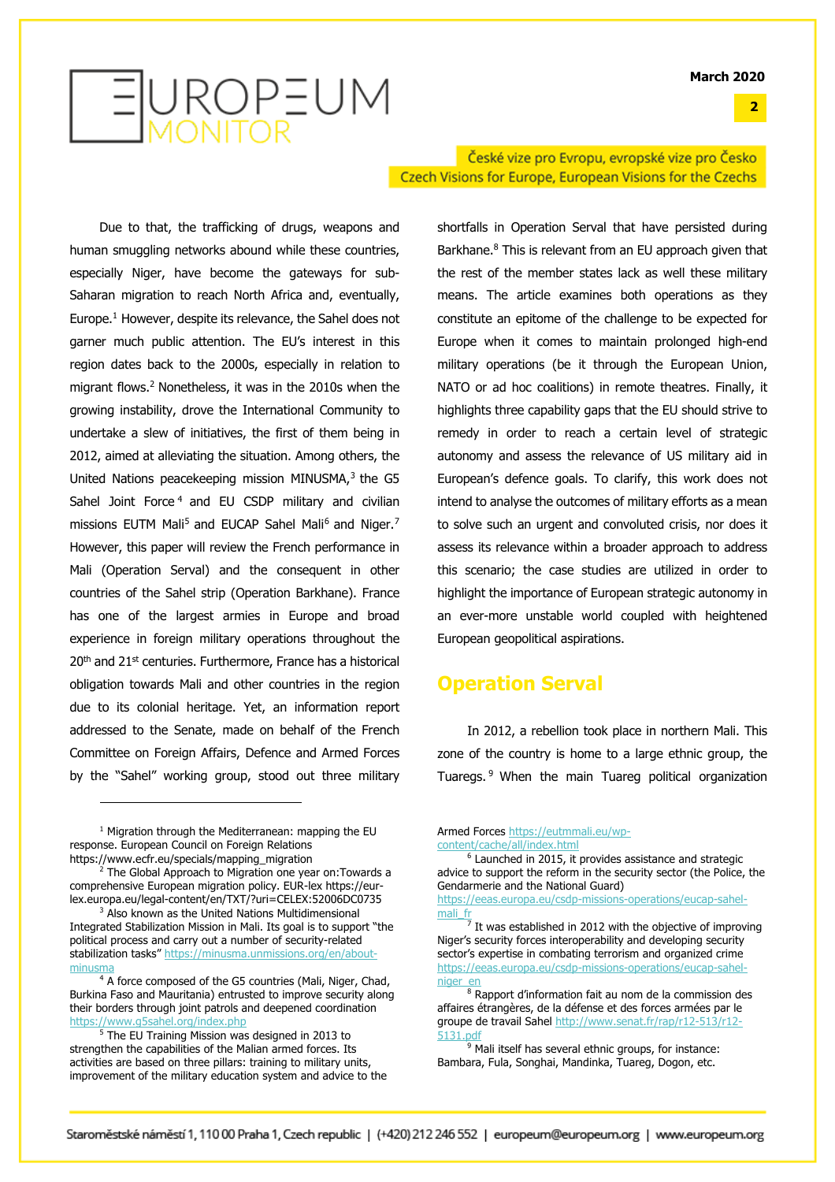Due to that, the trafficking of drugs, weapons and human smuggling networks abound while these countries, especially Niger, have become the gateways for sub-Saharan migration to reach North Africa and, eventually, Europe.[1] However, despite its relevance, the Sahel does not garner much public attention. The EU's interest in this region dates back to the 2000s, especially in relation to migrant flows.[2] Nonetheless, it was in the 2010s when the growing instability, drove the International Community to undertake a slew of initiatives, the first of them being in 2012, aimed at alleviating the situation. Among others, the United Nations peacekeeping mission MINUSMA,[3] the G5 Sahel Joint Force[4] and EU CSDP military and civilian missions EUTM Mali[5] and EUCAP Sahel Mali[6] and Niger.[7] However, this paper will review the French performance in Mali (Operation Serval) and the consequent in other countries of the Sahel strip (Operation Barkhane). France has one of the largest armies in Europe and broad experience in foreign military operations throughout the 20th and 21st centuries. Furthermore, France has a historical obligation towards Mali and other countries in the region due to its colonial heritage. Yet, an information report addressed to the Senate, made on behalf of the French Committee on Foreign Affairs, Defence and Armed Forces by the "Sahel" working group, stood out three military shortfalls in Operation Serval that have persisted during Barkhane.[8] This is relevant from an EU approach given that the rest of the member states lack as well these military means. The article examines both operations as they constitute an epitome of the challenge to be expected for Europe when it comes to maintain prolonged high-end military operations (be it through the European Union, NATO or ad hoc coalitions) in remote theatres. Finally, it highlights three capability gaps that the EU should strive to remedy in order to reach a certain level of strategic autonomy and assess the relevance of US military aid in European's defence goals. To clarify, this work does not intend to analyse the outcomes of military efforts as a mean to solve such an urgent and convoluted crisis, nor does it assess its relevance within a broader approach to address this scenario; the case studies are utilized in order to highlight the importance of European strategic autonomy in an ever-more unstable world coupled with heightened European geopolitical aspirations.

## Operation Serval

In 2012, a rebellion took place in northern Mali. This zone of the country is home to a large ethnic group, the Tuaregs.[9] When the main Tuareg political organization

---

[1] Migration through the Mediterranean: mapping the EU response. European Council on Foreign Relations https://www.ecfr.eu/specials/mapping_migration

[2] The Global Approach to Migration one year on:Towards a comprehensive European migration policy. EUR-lex https://eur-lex.europa.eu/legal-content/en/TXT/?uri=CELEX:52006DC0735

[3] Also known as the United Nations Multidimensional Integrated Stabilization Mission in Mali. Its goal is to support "the political process and carry out a number of security-related stabilization tasks" https://minusma.unmissions.org/en/about-minusma

[4] A force composed of the G5 countries (Mali, Niger, Chad, Burkina Faso and Mauritania) entrusted to improve security along their borders through joint patrols and deepened coordination https://www.g5sahel.org/index.php

[5] The EU Training Mission was designed in 2013 to strengthen the capabilities of the Malian armed forces. Its activities are based on three pillars: training to military units, improvement of the military education system and advice to the Armed Forces https://eutmmali.eu/wp-content/cache/all/index.html

[6] Launched in 2015, it provides assistance and strategic advice to support the reform in the security sector (the Police, the Gendarmerie and the National Guard) https://eeas.europa.eu/csdp-missions-operations/eucap-sahel-mali_fr

[7] It was established in 2012 with the objective of improving Niger's security forces interoperability and developing security sector's expertise in combating terrorism and organized crime https://eeas.europa.eu/csdp-missions-operations/eucap-sahel-niger_en

[8] Rapport d'information fait au nom de la commission des affaires étrangères, de la défense et des forces armées par le groupe de travail Sahel http://www.senat.fr/rap/r12-513/r12-5131.pdf

[9] Mali itself has several ethnic groups, for instance: Bambara, Fula, Songhai, Mandinka, Tuareg, Dogon, etc.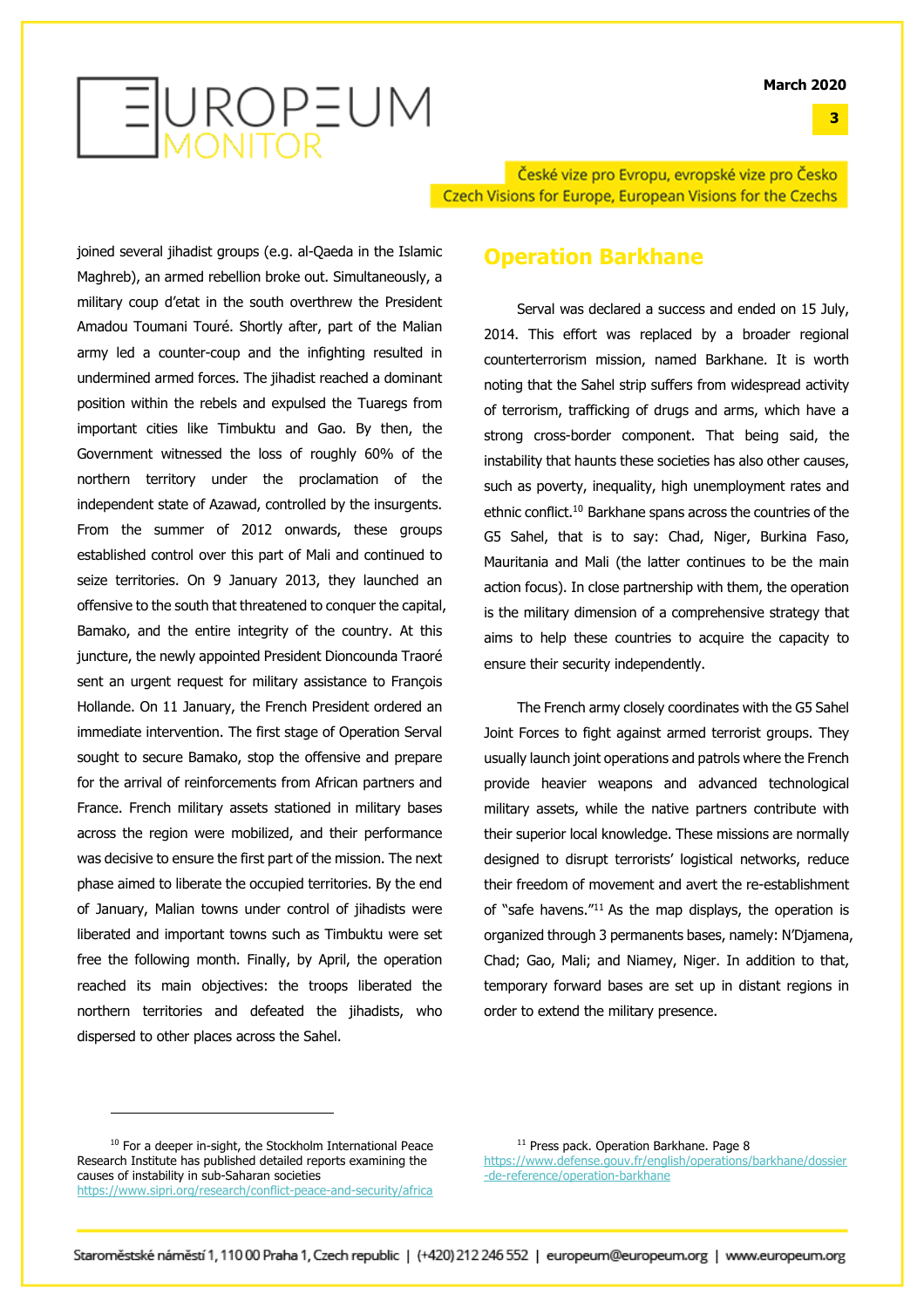joined several jihadist groups (e.g. al-Qaeda in the Islamic Maghreb), an armed rebellion broke out. Simultaneously, a military coup d'etat in the south overthrew the President Amadou Toumani Touré. Shortly after, part of the Malian army led a counter-coup and the infighting resulted in undermined armed forces. The jihadist reached a dominant position within the rebels and expulsed the Tuaregs from important cities like Timbuktu and Gao. By then, the Government witnessed the loss of roughly 60% of the northern territory under the proclamation of the independent state of Azawad, controlled by the insurgents. From the summer of 2012 onwards, these groups established control over this part of Mali and continued to seize territories. On 9 January 2013, they launched an offensive to the south that threatened to conquer the capital, Bamako, and the entire integrity of the country. At this juncture, the newly appointed President Dioncounda Traoré sent an urgent request for military assistance to François Hollande. On 11 January, the French President ordered an immediate intervention. The first stage of Operation Serval sought to secure Bamako, stop the offensive and prepare for the arrival of reinforcements from African partners and France. French military assets stationed in military bases across the region were mobilized, and their performance was decisive to ensure the first part of the mission. The next phase aimed to liberate the occupied territories. By the end of January, Malian towns under control of jihadists were liberated and important towns such as Timbuktu were set free the following month. Finally, by April, the operation reached its main objectives: the troops liberated the northern territories and defeated the jihadists, who dispersed to other places across the Sahel.

## Operation Barkhane

Serval was declared a success and ended on 15 July, 2014. This effort was replaced by a broader regional counterterrorism mission, named Barkhane. It is worth noting that the Sahel strip suffers from widespread activity of terrorism, trafficking of drugs and arms, which have a strong cross-border component. That being said, the instability that haunts these societies has also other causes, such as poverty, inequality, high unemployment rates and ethnic conflict.[10] Barkhane spans across the countries of the G5 Sahel, that is to say: Chad, Niger, Burkina Faso, Mauritania and Mali (the latter continues to be the main action focus). In close partnership with them, the operation is the military dimension of a comprehensive strategy that aims to help these countries to acquire the capacity to ensure their security independently.

The French army closely coordinates with the G5 Sahel Joint Forces to fight against armed terrorist groups. They usually launch joint operations and patrols where the French provide heavier weapons and advanced technological military assets, while the native partners contribute with their superior local knowledge. These missions are normally designed to disrupt terrorists' logistical networks, reduce their freedom of movement and avert the re-establishment of "safe havens."[11] As the map displays, the operation is organized through 3 permanents bases, namely: N'Djamena, Chad; Gao, Mali; and Niamey, Niger. In addition to that, temporary forward bases are set up in distant regions in order to extend the military presence.

---

[10] For a deeper in-sight, the Stockholm International Peace Research Institute has published detailed reports examining the causes of instability in sub-Saharan societies https://www.sipri.org/research/conflict-peace-and-security/africa

[11] Press pack. Operation Barkhane. Page 8 https://www.defense.gouv.fr/english/operations/barkhane/dossier-de-reference/operation-barkhane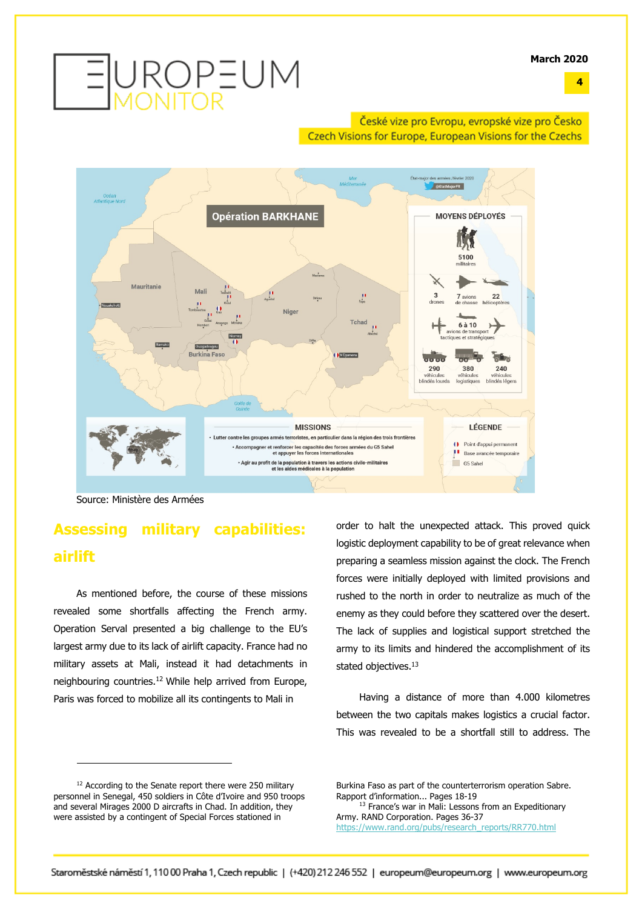Source: Ministère des Armées

## Assessing military capabilities: airlift

As mentioned before, the course of these missions revealed some shortfalls affecting the French army. Operation Serval presented a big challenge to the EU's largest army due to its lack of airlift capacity. France had no military assets at Mali, instead it had detachments in neighbouring countries.[12] While help arrived from Europe, Paris was forced to mobilize all its contingents to Mali in order to halt the unexpected attack. This proved quick logistic deployment capability to be of great relevance when preparing a seamless mission against the clock. The French forces were initially deployed with limited provisions and rushed to the north in order to neutralize as much of the enemy as they could before they scattered over the desert. The lack of supplies and logistical support stretched the army to its limits and hindered the accomplishment of its stated objectives.[13]

Having a distance of more than 4.000 kilometres between the two capitals makes logistics a crucial factor. This was revealed to be a shortfall still to address. The

---

[12] According to the Senate report there were 250 military personnel in Senegal, 450 soldiers in Côte d'Ivoire and 950 troops and several Mirages 2000 D aircrafts in Chad. In addition, they were assisted by a contingent of Special Forces stationed in Burkina Faso as part of the counterterrorism operation Sabre. Rapport d'information... Pages 18-19

[13] France's war in Mali: Lessons from an Expeditionary Army. RAND Corporation. Pages 36-37 https://www.rand.org/pubs/research_reports/RR770.html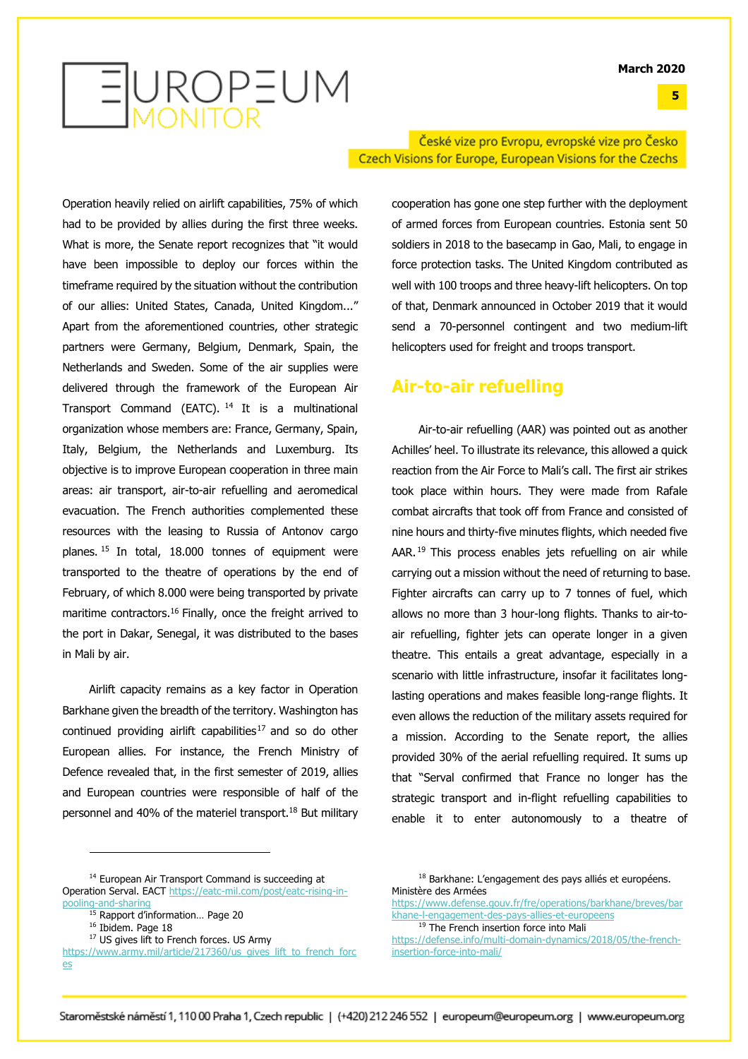Operation heavily relied on airlift capabilities, 75% of which had to be provided by allies during the first three weeks. What is more, the Senate report recognizes that "it would have been impossible to deploy our forces within the timeframe required by the situation without the contribution of our allies: United States, Canada, United Kingdom..." Apart from the aforementioned countries, other strategic partners were Germany, Belgium, Denmark, Spain, the Netherlands and Sweden. Some of the air supplies were delivered through the framework of the European Air Transport Command (EATC).[14] It is a multinational organization whose members are: France, Germany, Spain, Italy, Belgium, the Netherlands and Luxemburg. Its objective is to improve European cooperation in three main areas: air transport, air-to-air refuelling and aeromedical evacuation. The French authorities complemented these resources with the leasing to Russia of Antonov cargo planes.[15] In total, 18.000 tonnes of equipment were transported to the theatre of operations by the end of February, of which 8.000 were being transported by private maritime contractors.[16] Finally, once the freight arrived to the port in Dakar, Senegal, it was distributed to the bases in Mali by air.

Airlift capacity remains as a key factor in Operation Barkhane given the breadth of the territory. Washington has continued providing airlift capabilities[17] and so do other European allies. For instance, the French Ministry of Defence revealed that, in the first semester of 2019, allies and European countries were responsible of half of the personnel and 40% of the materiel transport.[18] But military cooperation has gone one step further with the deployment of armed forces from European countries. Estonia sent 50 soldiers in 2018 to the basecamp in Gao, Mali, to engage in force protection tasks. The United Kingdom contributed as well with 100 troops and three heavy-lift helicopters. On top of that, Denmark announced in October 2019 that it would send a 70-personnel contingent and two medium-lift helicopters used for freight and troops transport.

## Air-to-air refuelling

Air-to-air refuelling (AAR) was pointed out as another Achilles' heel. To illustrate its relevance, this allowed a quick reaction from the Air Force to Mali's call. The first air strikes took place within hours. They were made from Rafale combat aircrafts that took off from France and consisted of nine hours and thirty-five minutes flights, which needed five AAR.[19] This process enables jets refuelling on air while carrying out a mission without the need of returning to base. Fighter aircrafts can carry up to 7 tonnes of fuel, which allows no more than 3 hour-long flights. Thanks to air-to-air refuelling, fighter jets can operate longer in a given theatre. This entails a great advantage, especially in a scenario with little infrastructure, insofar it facilitates long-lasting operations and makes feasible long-range flights. It even allows the reduction of the military assets required for a mission. According to the Senate report, the allies provided 30% of the aerial refuelling required. It sums up that "Serval confirmed that France no longer has the strategic transport and in-flight refuelling capabilities to enable it to enter autonomously to a theatre of

---

[14] European Air Transport Command is succeeding at Operation Serval. EACT https://eatc-mil.com/post/eatc-rising-in-pooling-and-sharing

[15] Rapport d'information… Page 20

[16] Ibidem. Page 18

[17] US gives lift to French forces. US Army https://www.army.mil/article/217360/us_gives_lift_to_french_forces

[18] Barkhane: L'engagement des pays alliés et européens. Ministère des Armées https://www.defense.gouv.fr/fre/operations/barkhane/breves/barkhane-l-engagement-des-pays-allies-et-europeens

[19] The French insertion force into Mali https://defense.info/multi-domain-dynamics/2018/05/the-french-insertion-force-into-mali/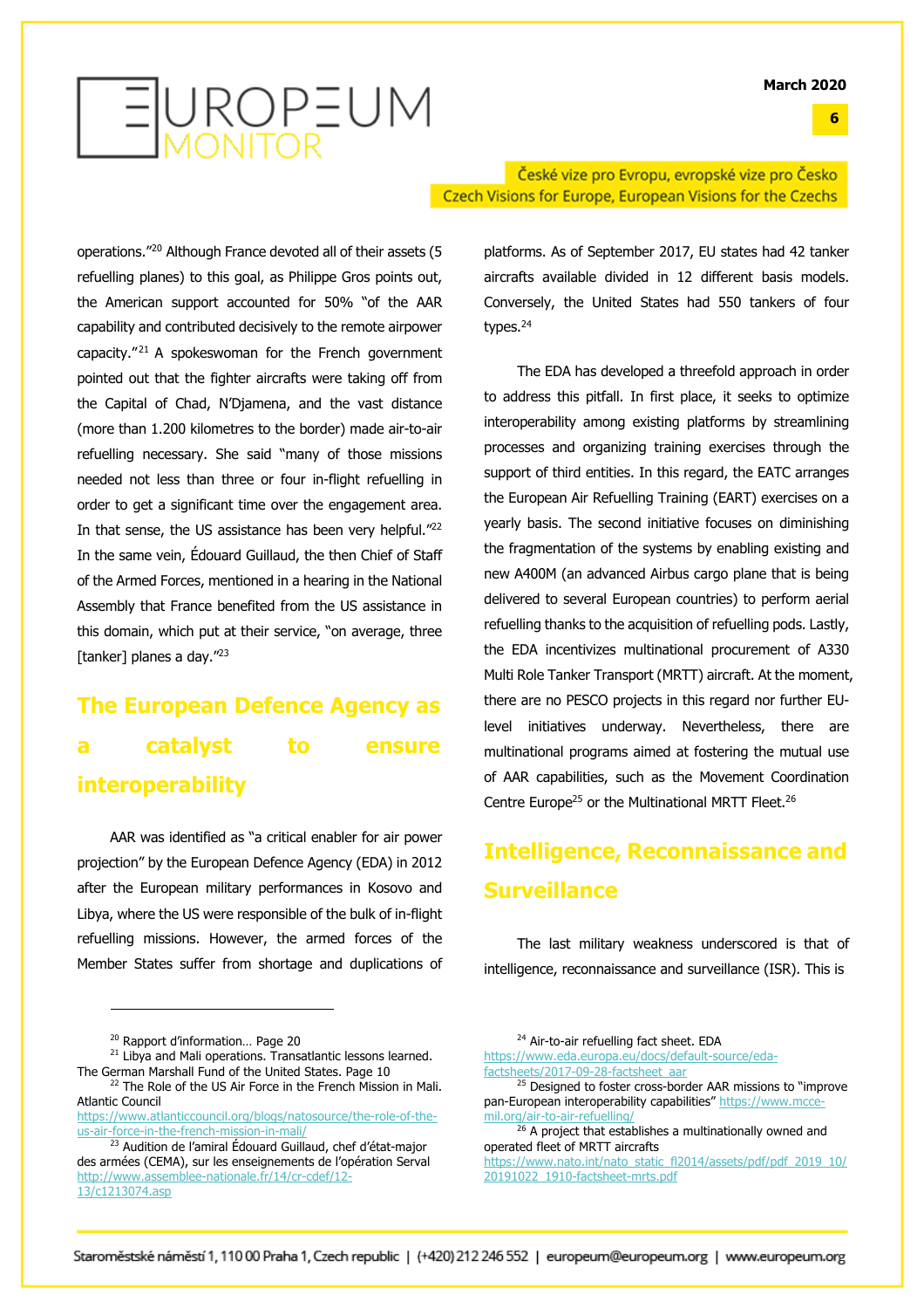operations."[20] Although France devoted all of their assets (5 refuelling planes) to this goal, as Philippe Gros points out, the American support accounted for 50% "of the AAR capability and contributed decisively to the remote airpower capacity."[21] A spokeswoman for the French government pointed out that the fighter aircrafts were taking off from the Capital of Chad, N'Djamena, and the vast distance (more than 1.200 kilometres to the border) made air-to-air refuelling necessary. She said "many of those missions needed not less than three or four in-flight refuelling in order to get a significant time over the engagement area. In that sense, the US assistance has been very helpful."[22] In the same vein, Édouard Guillaud, the then Chief of Staff of the Armed Forces, mentioned in a hearing in the National Assembly that France benefited from the US assistance in this domain, which put at their service, "on average, three [tanker] planes a day."[23]

## The European Defence Agency as a catalyst to ensure interoperability

AAR was identified as "a critical enabler for air power projection" by the European Defence Agency (EDA) in 2012 after the European military performances in Kosovo and Libya, where the US were responsible of the bulk of in-flight refuelling missions. However, the armed forces of the Member States suffer from shortage and duplications of platforms. As of September 2017, EU states had 42 tanker aircrafts available divided in 12 different basis models. Conversely, the United States had 550 tankers of four types.[24]

The EDA has developed a threefold approach in order to address this pitfall. In first place, it seeks to optimize interoperability among existing platforms by streamlining processes and organizing training exercises through the support of third entities. In this regard, the EATC arranges the European Air Refuelling Training (EART) exercises on a yearly basis. The second initiative focuses on diminishing the fragmentation of the systems by enabling existing and new A400M (an advanced Airbus cargo plane that is being delivered to several European countries) to perform aerial refuelling thanks to the acquisition of refuelling pods. Lastly, the EDA incentivizes multinational procurement of A330 Multi Role Tanker Transport (MRTT) aircraft. At the moment, there are no PESCO projects in this regard nor further EU-level initiatives underway. Nevertheless, there are multinational programs aimed at fostering the mutual use of AAR capabilities, such as the Movement Coordination Centre Europe[25] or the Multinational MRTT Fleet.[26]

## Intelligence, Reconnaissance and Surveillance

The last military weakness underscored is that of intelligence, reconnaissance and surveillance (ISR). This is

---

[20] Rapport d'information… Page 20

[21] Libya and Mali operations. Transatlantic lessons learned. The German Marshall Fund of the United States. Page 10

[22] The Role of the US Air Force in the French Mission in Mali. Atlantic Council https://www.atlanticcouncil.org/blogs/natosource/the-role-of-the-us-air-force-in-the-french-mission-in-mali/

[23] Audition de l'amiral Édouard Guillaud, chef d'état-major des armées (CEMA), sur les enseignements de l'opération Serval http://www.assemblee-nationale.fr/14/cr-cdef/12-13/c1213074.asp

[24] Air-to-air refuelling fact sheet. EDA https://www.eda.europa.eu/docs/default-source/eda-factsheets/2017-09-28-factsheet_aar

[25] Designed to foster cross-border AAR missions to "improve pan-European interoperability capabilities" https://www.mcce-mil.org/air-to-air-refuelling/

[26] A project that establishes a multinationally owned and operated fleet of MRTT aircrafts https://www.nato.int/nato_static_fl2014/assets/pdf/pdf_2019_10/20191022_1910-factsheet-mrts.pdf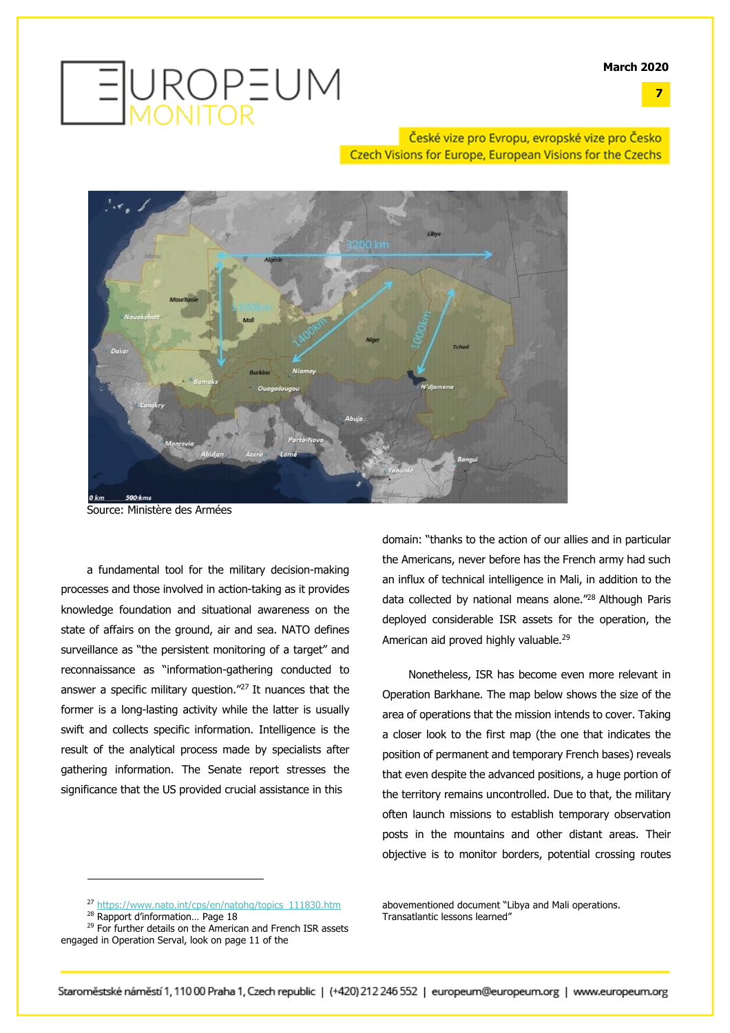Source: Ministère des Armées

a fundamental tool for the military decision-making processes and those involved in action-taking as it provides knowledge foundation and situational awareness on the state of affairs on the ground, air and sea. NATO defines surveillance as "the persistent monitoring of a target" and reconnaissance as "information-gathering conducted to answer a specific military question."[27] It nuances that the former is a long-lasting activity while the latter is usually swift and collects specific information. Intelligence is the result of the analytical process made by specialists after gathering information. The Senate report stresses the significance that the US provided crucial assistance in this domain: "thanks to the action of our allies and in particular the Americans, never before has the French army had such an influx of technical intelligence in Mali, in addition to the data collected by national means alone."[28] Although Paris deployed considerable ISR assets for the operation, the American aid proved highly valuable.[29]

Nonetheless, ISR has become even more relevant in Operation Barkhane. The map below shows the size of the area of operations that the mission intends to cover. Taking a closer look to the first map (the one that indicates the position of permanent and temporary French bases) reveals that even despite the advanced positions, a huge portion of the territory remains uncontrolled. Due to that, the military often launch missions to establish temporary observation posts in the mountains and other distant areas. Their objective is to monitor borders, potential crossing routes

[27] https://www.nato.int/cps/en/natohq/topics_111830.htm

[28] Rapport d'information… Page 18

[29] For further details on the American and French ISR assets engaged in Operation Serval, look on page 11 of the abovementioned document "Libya and Mali operations. Transatlantic lessons learned"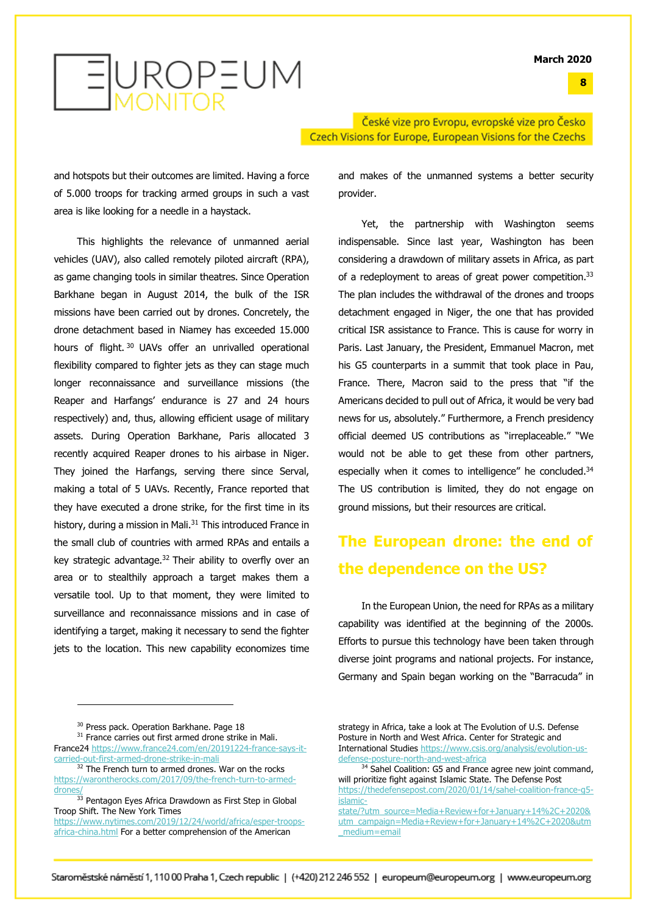and hotspots but their outcomes are limited. Having a force of 5.000 troops for tracking armed groups in such a vast area is like looking for a needle in a haystack.

This highlights the relevance of unmanned aerial vehicles (UAV), also called remotely piloted aircraft (RPA), as game changing tools in similar theatres. Since Operation Barkhane began in August 2014, the bulk of the ISR missions have been carried out by drones. Concretely, the drone detachment based in Niamey has exceeded 15.000 hours of flight.[30] UAVs offer an unrivalled operational flexibility compared to fighter jets as they can stage much longer reconnaissance and surveillance missions (the Reaper and Harfangs' endurance is 27 and 24 hours respectively) and, thus, allowing efficient usage of military assets. During Operation Barkhane, Paris allocated 3 recently acquired Reaper drones to his airbase in Niger. They joined the Harfangs, serving there since Serval, making a total of 5 UAVs. Recently, France reported that they have executed a drone strike, for the first time in its history, during a mission in Mali.[31] This introduced France in the small club of countries with armed RPAs and entails a key strategic advantage.[32] Their ability to overfly over an area or to stealthily approach a target makes them a versatile tool. Up to that moment, they were limited to surveillance and reconnaissance missions and in case of identifying a target, making it necessary to send the fighter jets to the location. This new capability economizes time and makes of the unmanned systems a better security provider.

Yet, the partnership with Washington seems indispensable. Since last year, Washington has been considering a drawdown of military assets in Africa, as part of a redeployment to areas of great power competition.[33] The plan includes the withdrawal of the drones and troops detachment engaged in Niger, the one that has provided critical ISR assistance to France. This is cause for worry in Paris. Last January, the President, Emmanuel Macron, met his G5 counterparts in a summit that took place in Pau, France. There, Macron said to the press that "if the Americans decided to pull out of Africa, it would be very bad news for us, absolutely." Furthermore, a French presidency official deemed US contributions as "irreplaceable." "We would not be able to get these from other partners, especially when it comes to intelligence" he concluded.[34] The US contribution is limited, they do not engage on ground missions, but their resources are critical.

## The European drone: the end of the dependence on the US?

In the European Union, the need for RPAs as a military capability was identified at the beginning of the 2000s. Efforts to pursue this technology have been taken through diverse joint programs and national projects. For instance, Germany and Spain began working on the "Barracuda" in

---

[30] Press pack. Operation Barkhane. Page 18

[31] France carries out first armed drone strike in Mali. France24 https://www.france24.com/en/20191224-france-says-it-carried-out-first-armed-drone-strike-in-mali

[32] The French turn to armed drones. War on the rocks https://warontherocks.com/2017/09/the-french-turn-to-armed-drones/

[33] Pentagon Eyes Africa Drawdown as First Step in Global Troop Shift. The New York Times https://www.nytimes.com/2019/12/24/world/africa/esper-troops-africa-china.html For a better comprehension of the American strategy in Africa, take a look at The Evolution of U.S. Defense Posture in North and West Africa. Center for Strategic and International Studies https://www.csis.org/analysis/evolution-us-defense-posture-north-and-west-africa

[34] Sahel Coalition: G5 and France agree new joint command, will prioritize fight against Islamic State. The Defense Post https://thedefensepost.com/2020/01/14/sahel-coalition-france-g5-islamic-state/?utm_source=Media+Review+for+January+14%2C+2020&utm_campaign=Media+Review+for+January+14%2C+2020&utm_medium=email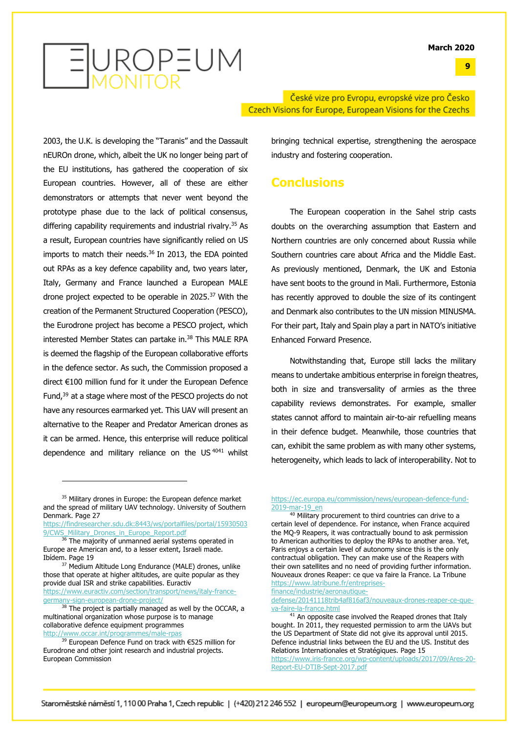2003, the U.K. is developing the "Taranis" and the Dassault nEUROn drone, which, albeit the UK no longer being part of the EU institutions, has gathered the cooperation of six European countries. However, all of these are either demonstrators or attempts that never went beyond the prototype phase due to the lack of political consensus, differing capability requirements and industrial rivalry.[35] As a result, European countries have significantly relied on US imports to match their needs.[36] In 2013, the EDA pointed out RPAs as a key defence capability and, two years later, Italy, Germany and France launched a European MALE drone project expected to be operable in 2025.[37] With the creation of the Permanent Structured Cooperation (PESCO), the Eurodrone project has become a PESCO project, which interested Member States can partake in.[38] This MALE RPA is deemed the flagship of the European collaborative efforts in the defence sector. As such, the Commission proposed a direct €100 million fund for it under the European Defence Fund,[39] at a stage where most of the PESCO projects do not have any resources earmarked yet. This UAV will present an alternative to the Reaper and Predator American drones as it can be armed. Hence, this enterprise will reduce political dependence and military reliance on the US[40][41] whilst bringing technical expertise, strengthening the aerospace industry and fostering cooperation.

## Conclusions

The European cooperation in the Sahel strip casts doubts on the overarching assumption that Eastern and Northern countries are only concerned about Russia while Southern countries care about Africa and the Middle East. As previously mentioned, Denmark, the UK and Estonia have sent boots to the ground in Mali. Furthermore, Estonia has recently approved to double the size of its contingent and Denmark also contributes to the UN mission MINUSMA. For their part, Italy and Spain play a part in NATO's initiative Enhanced Forward Presence.

Notwithstanding that, Europe still lacks the military means to undertake ambitious enterprise in foreign theatres, both in size and transversality of armies as the three capability reviews demonstrates. For example, smaller states cannot afford to maintain air-to-air refuelling means in their defence budget. Meanwhile, those countries that can, exhibit the same problem as with many other systems, heterogeneity, which leads to lack of interoperability. Not to

---

[35] Military drones in Europe: the European defence market and the spread of military UAV technology. University of Southern Denmark. Page 27 https://findresearcher.sdu.dk:8443/ws/portalfiles/portal/159305039/CWS_Military_Drones_in_Europe_Report.pdf

[36] The majority of unmanned aerial systems operated in Europe are American and, to a lesser extent, Israeli made. Ibídem. Page 19

[37] Medium Altitude Long Endurance (MALE) drones, unlike those that operate at higher altitudes, are quite popular as they provide dual ISR and strike capabilities. Euractiv https://www.euractiv.com/section/transport/news/italy-france-germany-sign-european-drone-project/

[38] The project is partially managed as well by the OCCAR, a multinational organization whose purpose is to manage collaborative defence equipment programmes http://www.occar.int/programmes/male-rpas

[39] European Defence Fund on track with €525 million for Eurodrone and other joint research and industrial projects. European Commission https://ec.europa.eu/commission/news/european-defence-fund-2019-mar-19_en

[40] Military procurement to third countries can drive to a certain level of dependence. For instance, when France acquired the MQ-9 Reapers, it was contractually bound to ask permission to American authorities to deploy the RPAs to another area. Yet, Paris enjoys a certain level of autonomy since this is the only contractual obligation. They can make use of the Reapers with their own satellites and no need of providing further information. Nouveaux drones Reaper: ce que va faire la France. La Tribune https://www.latribune.fr/entreprises-finance/industrie/aeronautique-defense/20141118trib4af816af3/nouveaux-drones-reaper-ce-que-va-faire-la-france.html

[41] An opposite case involved the Reaped drones that Italy bought. In 2011, they requested permission to arm the UAVs but the US Department of State did not give its approval until 2015. Defence industrial links between the EU and the US. Institut des Relations Internationales et Stratégiques. Page 15 https://www.iris-france.org/wp-content/uploads/2017/09/Ares-20-Report-EU-DTIB-Sept-2017.pdf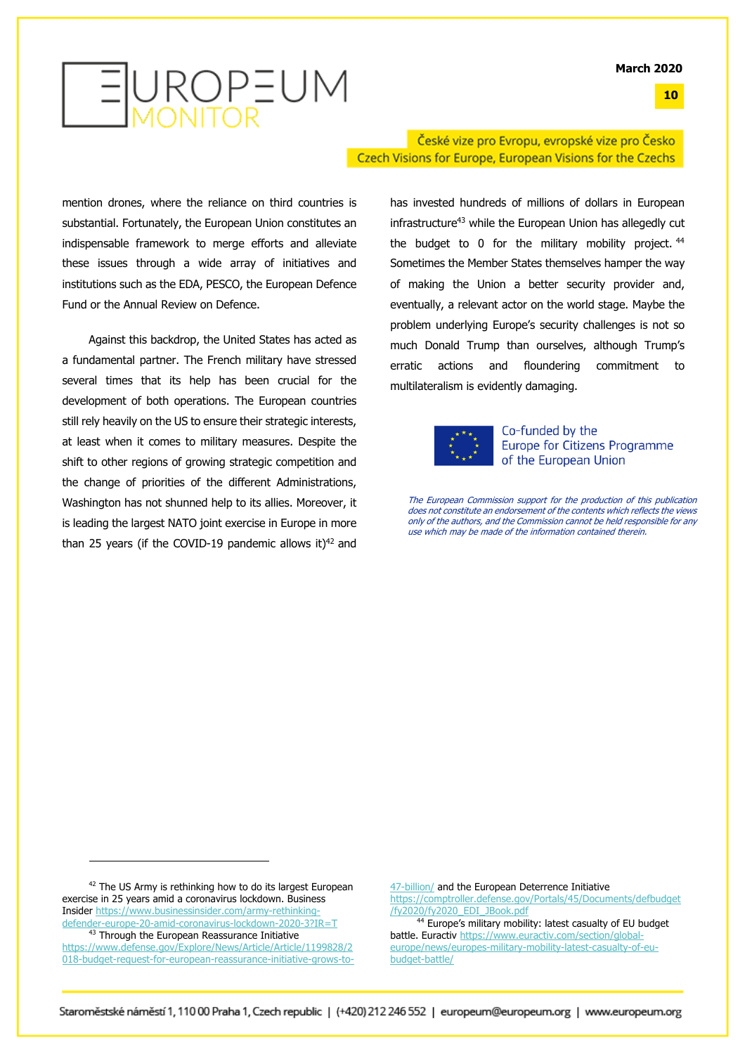mention drones, where the reliance on third countries is substantial. Fortunately, the European Union constitutes an indispensable framework to merge efforts and alleviate these issues through a wide array of initiatives and institutions such as the EDA, PESCO, the European Defence Fund or the Annual Review on Defence.

Against this backdrop, the United States has acted as a fundamental partner. The French military have stressed several times that its help has been crucial for the development of both operations. The European countries still rely heavily on the US to ensure their strategic interests, at least when it comes to military measures. Despite the shift to other regions of growing strategic competition and the change of priorities of the different Administrations, Washington has not shunned help to its allies. Moreover, it is leading the largest NATO joint exercise in Europe in more than 25 years (if the COVID-19 pandemic allows it)[42] and has invested hundreds of millions of dollars in European infrastructure[43] while the European Union has allegedly cut the budget to 0 for the military mobility project.[44] Sometimes the Member States themselves hamper the way of making the Union a better security provider and, eventually, a relevant actor on the world stage. Maybe the problem underlying Europe's security challenges is not so much Donald Trump than ourselves, although Trump's erratic actions and floundering commitment to multilateralism is evidently damaging.

Co-funded by the Europe for Citizens Programme of the European Union

*The European Commission support for the production of this publication does not constitute an endorsement of the contents which reflects the views only of the authors, and the Commission cannot be held responsible for any use which may be made of the information contained therein.*

---

[42] The US Army is rethinking how to do its largest European exercise in 25 years amid a coronavirus lockdown. Business Insider https://www.businessinsider.com/army-rethinking-defender-europe-20-amid-coronavirus-lockdown-2020-3?IR=T

[43] Through the European Reassurance Initiative https://www.defense.gov/Explore/News/Article/Article/1199828/2018-budget-request-for-european-reassurance-initiative-grows-to-47-billion/ and the European Deterrence Initiative https://comptroller.defense.gov/Portals/45/Documents/defbudget/fy2020/fy2020_EDI_JBook.pdf

[44] Europe's military mobility: latest casualty of EU budget battle. Euractiv https://www.euractiv.com/section/global-europe/news/europes-military-mobility-latest-casualty-of-eu-budget-battle/